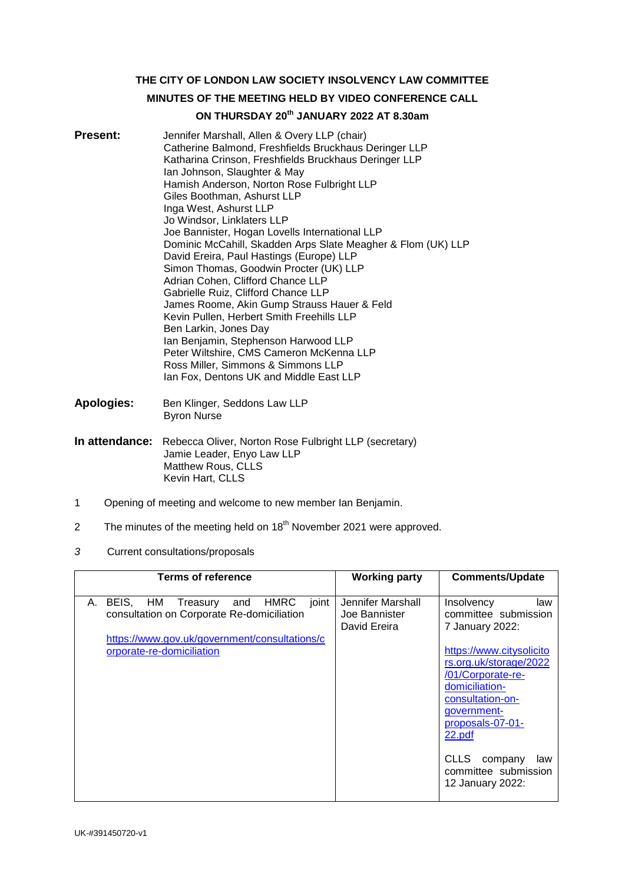# THE CITY OF LONDON LAW SOCIETY INSOLVENCY LAW COMMITTEE

## MINUTES OF THE MEETING HELD BY VIDEO CONFERENCE CALL

## ON THURSDAY 20th JANUARY 2022 AT 8.30am

**Present:**
Jennifer Marshall, Allen & Overy LLP (chair)
Catherine Balmond, Freshfields Bruckhaus Deringer LLP
Katharina Crinson, Freshfields Bruckhaus Deringer LLP
Ian Johnson, Slaughter & May
Hamish Anderson, Norton Rose Fulbright LLP
Giles Boothman, Ashurst LLP
Inga West, Ashurst LLP
Jo Windsor, Linklaters LLP
Joe Bannister, Hogan Lovells International LLP
Dominic McCahill, Skadden Arps Slate Meagher & Flom (UK) LLP
David Ereira, Paul Hastings (Europe) LLP
Simon Thomas, Goodwin Procter (UK) LLP
Adrian Cohen, Clifford Chance LLP
Gabrielle Ruiz, Clifford Chance LLP
James Roome, Akin Gump Strauss Hauer & Feld
Kevin Pullen, Herbert Smith Freehills LLP
Ben Larkin, Jones Day
Ian Benjamin, Stephenson Harwood LLP
Peter Wiltshire, CMS Cameron McKenna LLP
Ross Miller, Simmons & Simmons LLP
Ian Fox, Dentons UK and Middle East LLP

**Apologies:**
Ben Klinger, Seddons Law LLP
Byron Nurse

**In attendance:**
Rebecca Oliver, Norton Rose Fulbright LLP (secretary)
Jamie Leader, Enyo Law LLP
Matthew Rous, CLLS
Kevin Hart, CLLS

1. Opening of meeting and welcome to new member Ian Benjamin.

2. The minutes of the meeting held on 18th November 2021 were approved.

3. *Current consultations/proposals*

| Terms of reference | Working party | Comments/Update |
|---|---|---|
| A. BEIS, HM Treasury and HMRC joint consultation on Corporate Re-domiciliation<br><br>https://www.gov.uk/government/consultations/corporate-re-domiciliation | Jennifer Marshall<br>Joe Bannister<br>David Ereira | Insolvency law committee submission 7 January 2022:<br><br>https://www.citysolicitors.org.uk/storage/2022/01/Corporate-re-domiciliation-consultation-on-government-proposals-07-01-22.pdf<br><br>CLLS company law committee submission 12 January 2022: |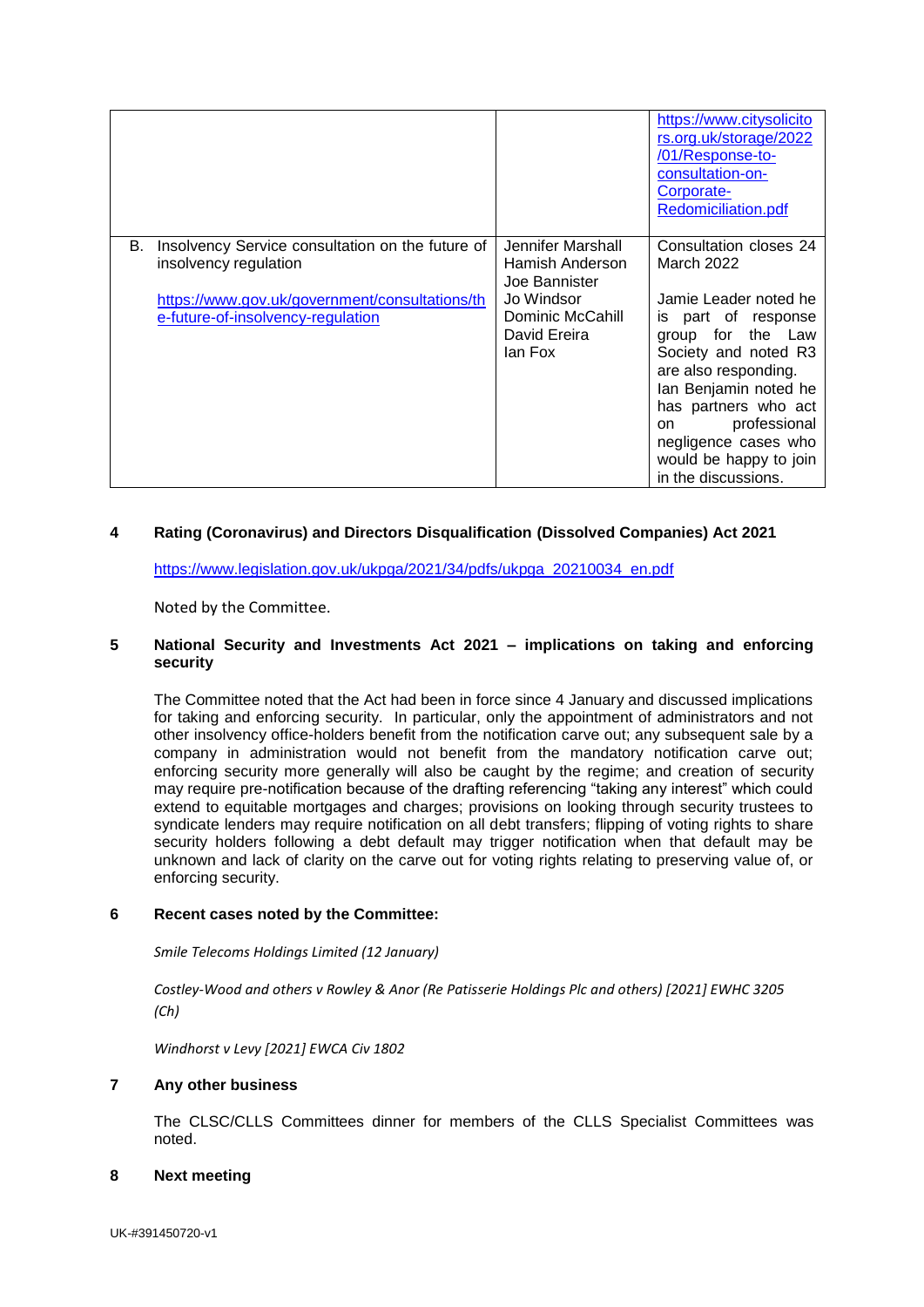| | | |
|---|---|---|
| | | https://www.citysolicitors.org.uk/storage/2022/01/Response-to-consultation-on-Corporate-Redomiciliation.pdf |
| B. Insolvency Service consultation on the future of insolvency regulation<br><br>https://www.gov.uk/government/consultations/the-future-of-insolvency-regulation | Jennifer Marshall<br>Hamish Anderson<br>Joe Bannister<br>Jo Windsor<br>Dominic McCahill<br>David Ereira<br>Ian Fox | Consultation closes 24 March 2022<br><br>Jamie Leader noted he is part of response group for the Law Society and noted R3 are also responding. Ian Benjamin noted he has partners who act on professional negligence cases who would be happy to join in the discussions. |

## 4 Rating (Coronavirus) and Directors Disqualification (Dissolved Companies) Act 2021

https://www.legislation.gov.uk/ukpga/2021/34/pdfs/ukpga_20210034_en.pdf

Noted by the Committee.

## 5 National Security and Investments Act 2021 – implications on taking and enforcing security

The Committee noted that the Act had been in force since 4 January and discussed implications for taking and enforcing security. In particular, only the appointment of administrators and not other insolvency office-holders benefit from the notification carve out; any subsequent sale by a company in administration would not benefit from the mandatory notification carve out; enforcing security more generally will also be caught by the regime; and creation of security may require pre-notification because of the drafting referencing "taking any interest" which could extend to equitable mortgages and charges; provisions on looking through security trustees to syndicate lenders may require notification on all debt transfers; flipping of voting rights to share security holders following a debt default may trigger notification when that default may be unknown and lack of clarity on the carve out for voting rights relating to preserving value of, or enforcing security.

## 6 Recent cases noted by the Committee:

*Smile Telecoms Holdings Limited (12 January)*

*Costley-Wood and others v Rowley & Anor (Re Patisserie Holdings Plc and others) [2021] EWHC 3205 (Ch)*

*Windhorst v Levy [2021] EWCA Civ 1802*

## 7 Any other business

The CLSC/CLLS Committees dinner for members of the CLLS Specialist Committees was noted.

## 8 Next meeting

UK-#391450720-v1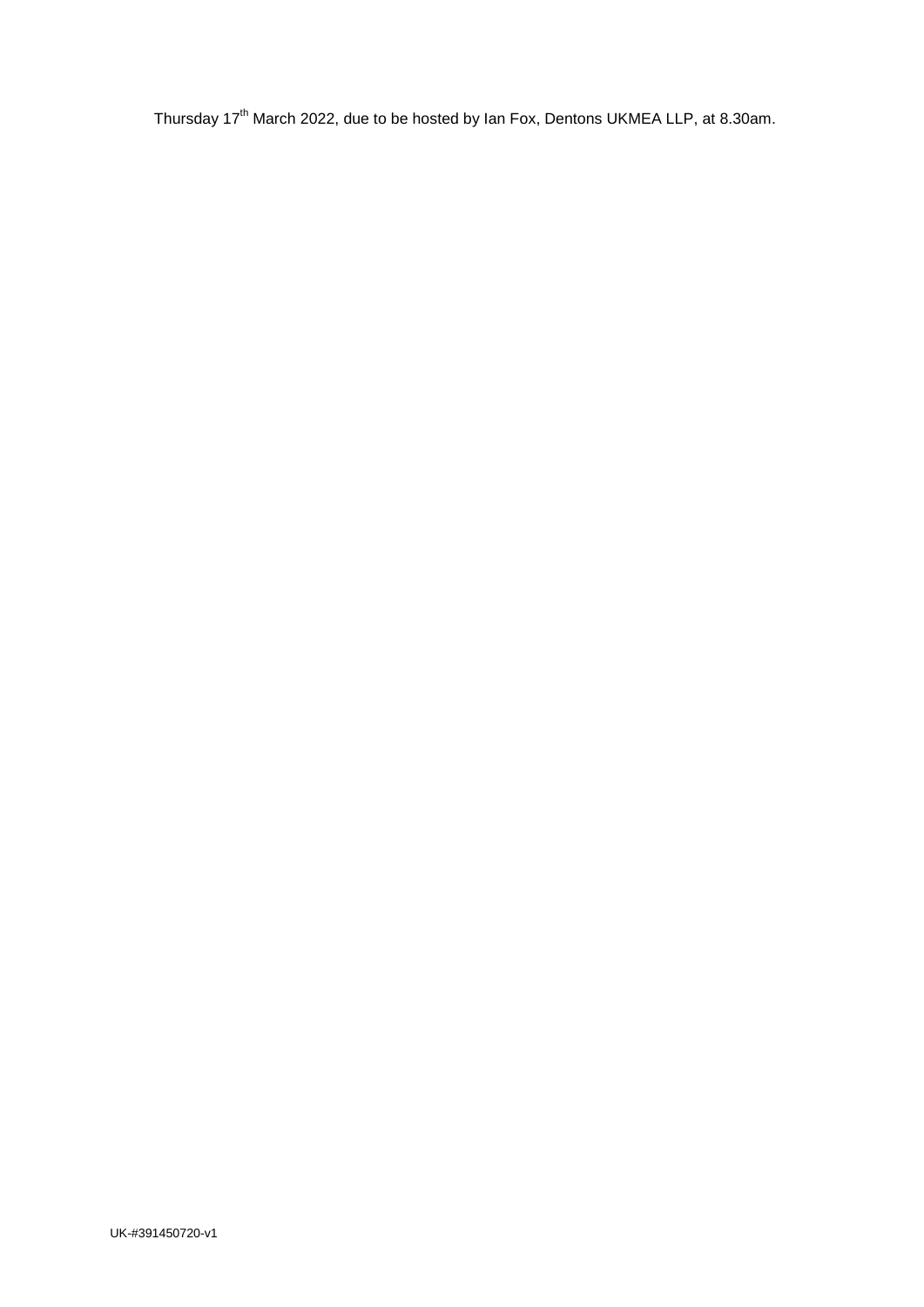Thursday 17th March 2022, due to be hosted by Ian Fox, Dentons UKMEA LLP, at 8.30am.

UK-#391450720-v1